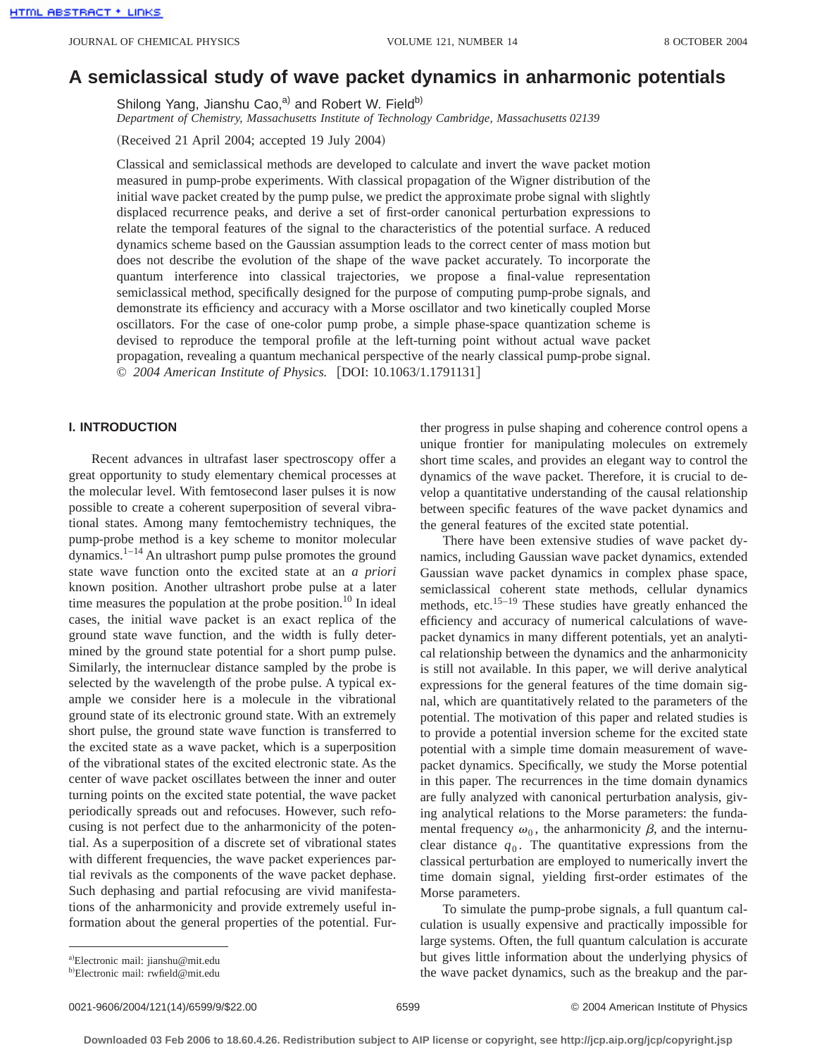# A semiclassical study of wave packet dynamics in anharmonic potentials

Shilong Yang, Jianshu Cao,[a] and Robert W. Field[b]

*Department of Chemistry, Massachusetts Institute of Technology Cambridge, Massachusetts 02139*

(Received 21 April 2004; accepted 19 July 2004)

Classical and semiclassical methods are developed to calculate and invert the wave packet motion measured in pump-probe experiments. With classical propagation of the Wigner distribution of the initial wave packet created by the pump pulse, we predict the approximate probe signal with slightly displaced recurrence peaks, and derive a set of first-order canonical perturbation expressions to relate the temporal features of the signal to the characteristics of the potential surface. A reduced dynamics scheme based on the Gaussian assumption leads to the correct center of mass motion but does not describe the evolution of the shape of the wave packet accurately. To incorporate the quantum interference into classical trajectories, we propose a final-value representation semiclassical method, specifically designed for the purpose of computing pump-probe signals, and demonstrate its efficiency and accuracy with a Morse oscillator and two kinetically coupled Morse oscillators. For the case of one-color pump probe, a simple phase-space quantization scheme is devised to reproduce the temporal profile at the left-turning point without actual wave packet propagation, revealing a quantum mechanical perspective of the nearly classical pump-probe signal. © *2004 American Institute of Physics.* [DOI: 10.1063/1.1791131]

## I. INTRODUCTION

Recent advances in ultrafast laser spectroscopy offer a great opportunity to study elementary chemical processes at the molecular level. With femtosecond laser pulses it is now possible to create a coherent superposition of several vibrational states. Among many femtochemistry techniques, the pump-probe method is a key scheme to monitor molecular dynamics.[1–14] An ultrashort pump pulse promotes the ground state wave function onto the excited state at an *a priori* known position. Another ultrashort probe pulse at a later time measures the population at the probe position.[10] In ideal cases, the initial wave packet is an exact replica of the ground state wave function, and the width is fully determined by the ground state potential for a short pump pulse. Similarly, the internuclear distance sampled by the probe is selected by the wavelength of the probe pulse. A typical example we consider here is a molecule in the vibrational ground state of its electronic ground state. With an extremely short pulse, the ground state wave function is transferred to the excited state as a wave packet, which is a superposition of the vibrational states of the excited electronic state. As the center of wave packet oscillates between the inner and outer turning points on the excited state potential, the wave packet periodically spreads out and refocuses. However, such refocusing is not perfect due to the anharmonicity of the potential. As a superposition of a discrete set of vibrational states with different frequencies, the wave packet experiences partial revivals as the components of the wave packet dephase. Such dephasing and partial refocusing are vivid manifestations of the anharmonicity and provide extremely useful information about the general properties of the potential. Further progress in pulse shaping and coherence control opens a unique frontier for manipulating molecules on extremely short time scales, and provides an elegant way to control the dynamics of the wave packet. Therefore, it is crucial to develop a quantitative understanding of the causal relationship between specific features of the wave packet dynamics and the general features of the excited state potential.

There have been extensive studies of wave packet dynamics, including Gaussian wave packet dynamics, extended Gaussian wave packet dynamics in complex phase space, semiclassical coherent state methods, cellular dynamics methods, etc.[15–19] These studies have greatly enhanced the efficiency and accuracy of numerical calculations of wave-packet dynamics in many different potentials, yet an analytical relationship between the dynamics and the anharmonicity is still not available. In this paper, we will derive analytical expressions for the general features of the time domain signal, which are quantitatively related to the parameters of the potential. The motivation of this paper and related studies is to provide a potential inversion scheme for the excited state potential with a simple time domain measurement of wave-packet dynamics. Specifically, we study the Morse potential in this paper. The recurrences in the time domain dynamics are fully analyzed with canonical perturbation analysis, giving analytical relations to the Morse parameters: the fundamental frequency $\omega_0$, the anharmonicity $\beta$, and the internuclear distance $q_0$. The quantitative expressions from the classical perturbation are employed to numerically invert the time domain signal, yielding first-order estimates of the Morse parameters.

To simulate the pump-probe signals, a full quantum calculation is usually expensive and practically impossible for large systems. Often, the full quantum calculation is accurate but gives little information about the underlying physics of the wave packet dynamics, such as the breakup and the par-

---

[a] Electronic mail: jianshu@mit.edu

[b] Electronic mail: rwfield@mit.edu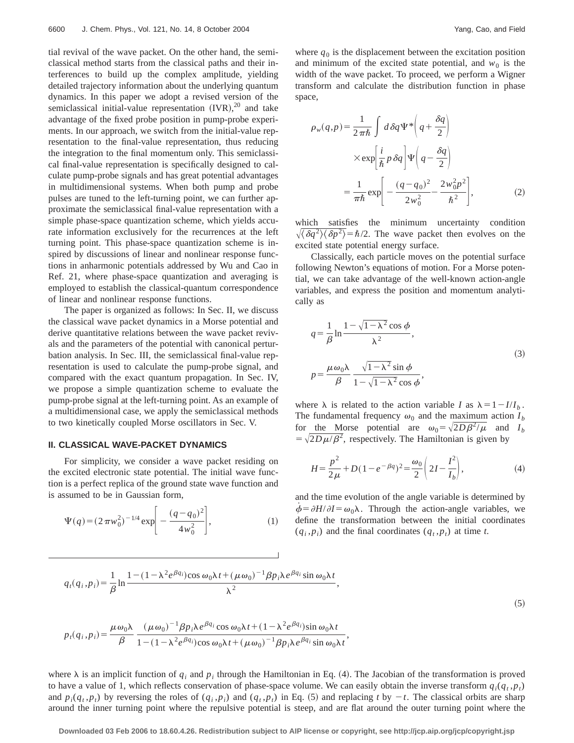tial revival of the wave packet. On the other hand, the semiclassical method starts from the classical paths and their interferences to build up the complex amplitude, yielding detailed trajectory information about the underlying quantum dynamics. In this paper we adopt a revised version of the semiclassical initial-value representation (IVR),[20] and take advantage of the fixed probe position in pump-probe experiments. In our approach, we switch from the initial-value representation to the final-value representation, thus reducing the integration to the final momentum only. This semiclassical final-value representation is specifically designed to calculate pump-probe signals and has great potential advantages in multidimensional systems. When both pump and probe pulses are tuned to the left-turning point, we can further approximate the semiclassical final-value representation with a simple phase-space quantization scheme, which yields accurate information exclusively for the recurrences at the left turning point. This phase-space quantization scheme is inspired by discussions of linear and nonlinear response functions in anharmonic potentials addressed by Wu and Cao in Ref. 21, where phase-space quantization and averaging is employed to establish the classical-quantum correspondence of linear and nonlinear response functions.

The paper is organized as follows: In Sec. II, we discuss the classical wave packet dynamics in a Morse potential and derive quantitative relations between the wave packet revivals and the parameters of the potential with canonical perturbation analysis. In Sec. III, the semiclassical final-value representation is used to calculate the pump-probe signal, and compared with the exact quantum propagation. In Sec. IV, we propose a simple quantization scheme to evaluate the pump-probe signal at the left-turning point. As an example of a multidimensional case, we apply the semiclassical methods to two kinetically coupled Morse oscillators in Sec. V.

## II. CLASSICAL WAVE-PACKET DYNAMICS

For simplicity, we consider a wave packet residing on the excited electronic state potential. The initial wave function is a perfect replica of the ground state wave function and is assumed to be in Gaussian form,

$$\Psi(q)=(2\pi w_0^2)^{-1/4}\exp\left[-\frac{(q-q_0)^2}{4w_0^2}\right], \tag{1}$$

where $q_0$ is the displacement between the excitation position and minimum of the excited state potential, and $w_0$ is the width of the wave packet. To proceed, we perform a Wigner transform and calculate the distribution function in phase space,

$$\begin{aligned}\rho_w(q,p)&=\frac{1}{2\pi\hbar}\int d\,\delta q\,\Psi^*\left(q+\frac{\delta q}{2}\right)\\&\quad\times\exp\left[\frac{i}{\hbar}p\,\delta q\right]\Psi\left(q-\frac{\delta q}{2}\right)\\&=\frac{1}{\pi\hbar}\exp\left[-\frac{(q-q_0)^2}{2w_0^2}-\frac{2w_0^2p^2}{\hbar^2}\right],\end{aligned} \tag{2}$$

which satisfies the minimum uncertainty condition $\sqrt{\langle\delta q^2\rangle\langle\delta p^2\rangle}=\hbar/2$. The wave packet then evolves on the excited state potential energy surface.

Classically, each particle moves on the potential surface following Newton's equations of motion. For a Morse potential, we can take advantage of the well-known action-angle variables, and express the position and momentum analytically as

$$\begin{aligned}q&=\frac{1}{\beta}\ln\frac{1-\sqrt{1-\lambda^2}\cos\phi}{\lambda^2},\\p&=\frac{\mu\omega_0\lambda}{\beta}\frac{\sqrt{1-\lambda^2}\sin\phi}{1-\sqrt{1-\lambda^2}\cos\phi},\end{aligned} \tag{3}$$

where $\lambda$ is related to the action variable $I$ as $\lambda=1-I/I_b$. The fundamental frequency $\omega_0$ and the maximum action $I_b$ for the Morse potential are $\omega_0=\sqrt{2D\beta^2/\mu}$ and $I_b=\sqrt{2D\mu/\beta^2}$, respectively. The Hamiltonian is given by

$$H=\frac{p^2}{2\mu}+D(1-e^{-\beta q})^2=\frac{\omega_0}{2}\left(2I-\frac{I^2}{I_b}\right), \tag{4}$$

and the time evolution of the angle variable is determined by $\dot{\phi}=\partial H/\partial I=\omega_0\lambda$. Through the action-angle variables, we define the transformation between the initial coordinates $(q_i,p_i)$ and the final coordinates $(q_t,p_t)$ at time $t$.

$$\begin{aligned}q_t(q_i,p_i)&=\frac{1}{\beta}\ln\frac{1-(1-\lambda^2e^{\beta q_i})\cos\omega_0\lambda t+(\mu\omega_0)^{-1}\beta p_i\lambda e^{\beta q_i}\sin\omega_0\lambda t}{\lambda^2},\\p_t(q_i,p_i)&=\frac{\mu\omega_0\lambda}{\beta}\frac{(\mu\omega_0)^{-1}\beta p_i\lambda e^{\beta q_i}\cos\omega_0\lambda t+(1-\lambda^2e^{\beta q_i})\sin\omega_0\lambda t}{1-(1-\lambda^2e^{\beta q_i})\cos\omega_0\lambda t+(\mu\omega_0)^{-1}\beta p_i\lambda e^{\beta q_i}\sin\omega_0\lambda t},\end{aligned} \tag{5}$$

where $\lambda$ is an implicit function of $q_i$ and $p_i$ through the Hamiltonian in Eq. (4). The Jacobian of the transformation is proved to have a value of 1, which reflects conservation of phase-space volume. We can easily obtain the inverse transform $q_i(q_t,p_t)$ and $p_i(q_t,p_t)$ by reversing the roles of $(q_i,p_i)$ and $(q_t,p_t)$ in Eq. (5) and replacing $t$ by $-t$. The classical orbits are sharp around the inner turning point where the repulsive potential is steep, and are flat around the outer turning point where the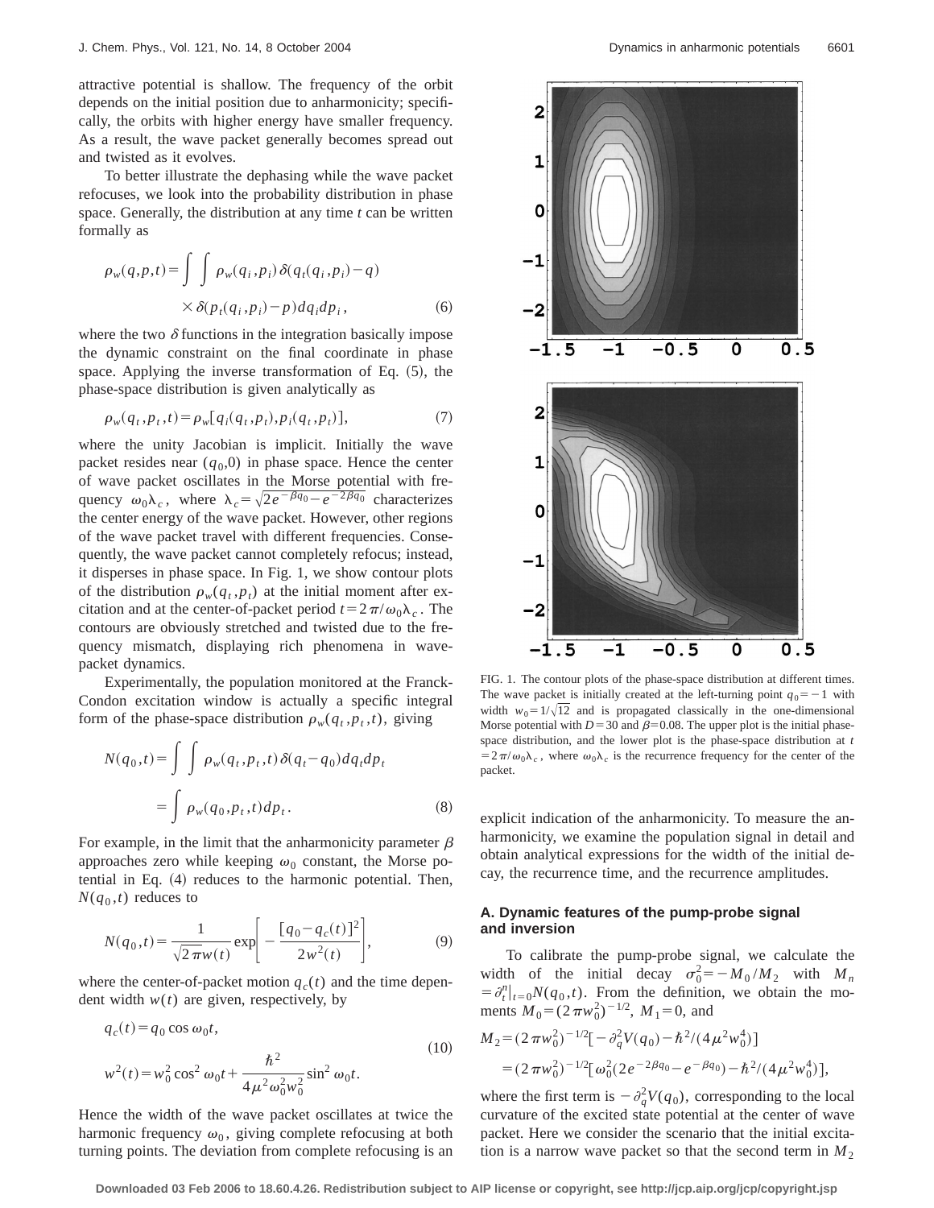attractive potential is shallow. The frequency of the orbit depends on the initial position due to anharmonicity; specifically, the orbits with higher energy have smaller frequency. As a result, the wave packet generally becomes spread out and twisted as it evolves.

To better illustrate the dephasing while the wave packet refocuses, we look into the probability distribution in phase space. Generally, the distribution at any time $t$ can be written formally as

$$\rho_w(q,p,t) = \int \int \rho_w(q_i,p_i)\,\delta(q_t(q_i,p_i)-q) \times \delta(p_t(q_i,p_i)-p)\,dq_i dp_i, \tag{6}$$

where the two $\delta$ functions in the integration basically impose the dynamic constraint on the final coordinate in phase space. Applying the inverse transformation of Eq. (5), the phase-space distribution is given analytically as

$$\rho_w(q_t,p_t,t) = \rho_w[q_i(q_t,p_t),p_i(q_t,p_t)], \tag{7}$$

where the unity Jacobian is implicit. Initially the wave packet resides near $(q_0,0)$ in phase space. Hence the center of wave packet oscillates in the Morse potential with frequency $\omega_0\lambda_c$, where $\lambda_c = \sqrt{2e^{-\beta q_0} - e^{-2\beta q_0}}$ characterizes the center energy of the wave packet. However, other regions of the wave packet travel with different frequencies. Consequently, the wave packet cannot completely refocus; instead, it disperses in phase space. In Fig. 1, we show contour plots of the distribution $\rho_w(q_t,p_t)$ at the initial moment after excitation and at the center-of-packet period $t = 2\pi/\omega_0\lambda_c$. The contours are obviously stretched and twisted due to the frequency mismatch, displaying rich phenomena in wave-packet dynamics.

Experimentally, the population monitored at the Franck-Condon excitation window is actually a specific integral form of the phase-space distribution $\rho_w(q_t,p_t,t)$, giving

$$N(q_0,t) = \int \int \rho_w(q_t,p_t,t)\,\delta(q_t-q_0)\,dq_t dp_t = \int \rho_w(q_0,p_t,t)\,dp_t. \tag{8}$$

For example, in the limit that the anharmonicity parameter $\beta$ approaches zero while keeping $\omega_0$ constant, the Morse potential in Eq. (4) reduces to the harmonic potential. Then, $N(q_0,t)$ reduces to

$$N(q_0,t) = \frac{1}{\sqrt{2\pi}w(t)} \exp\left[-\frac{[q_0-q_c(t)]^2}{2w^2(t)}\right], \tag{9}$$

where the center-of-packet motion $q_c(t)$ and the time dependent width $w(t)$ are given, respectively, by

$$q_c(t) = q_0 \cos\omega_0 t,$$
$$w^2(t) = w_0^2 \cos^2\omega_0 t + \frac{\hbar^2}{4\mu^2\omega_0^2 w_0^2}\sin^2\omega_0 t. \tag{10}$$

Hence the width of the wave packet oscillates at twice the harmonic frequency $\omega_0$, giving complete refocusing at both turning points. The deviation from complete refocusing is an explicit indication of the anharmonicity. To measure the anharmonicity, we examine the population signal in detail and obtain analytical expressions for the width of the initial decay, the recurrence time, and the recurrence amplitudes.

FIG. 1. The contour plots of the phase-space distribution at different times. The wave packet is initially created at the left-turning point $q_0 = -1$ with width $w_0 = 1/\sqrt{12}$ and is propagated classically in the one-dimensional Morse potential with $D = 30$ and $\beta = 0.08$. The upper plot is the initial phase-space distribution, and the lower plot is the phase-space distribution at $t = 2\pi/\omega_0\lambda_c$, where $\omega_0\lambda_c$ is the recurrence frequency for the center of the packet.

### A. Dynamic features of the pump-probe signal and inversion

To calibrate the pump-probe signal, we calculate the width of the initial decay $\sigma_0^2 = -M_0/M_2$ with $M_n = \partial_t^n|_{t=0} N(q_0,t)$. From the definition, we obtain the moments $M_0 = (2\pi w_0^2)^{-1/2}$, $M_1 = 0$, and

$$M_2 = (2\pi w_0^2)^{-1/2}[-\partial_q^2 V(q_0) - \hbar^2/(4\mu^2 w_0^4)]$$
$$= (2\pi w_0^2)^{-1/2}[\omega_0^2(2e^{-2\beta q_0} - e^{-\beta q_0}) - \hbar^2/(4\mu^2 w_0^4)],$$

where the first term is $-\partial_q^2 V(q_0)$, corresponding to the local curvature of the excited state potential at the center of wave packet. Here we consider the scenario that the initial excitation is a narrow wave packet so that the second term in $M_2$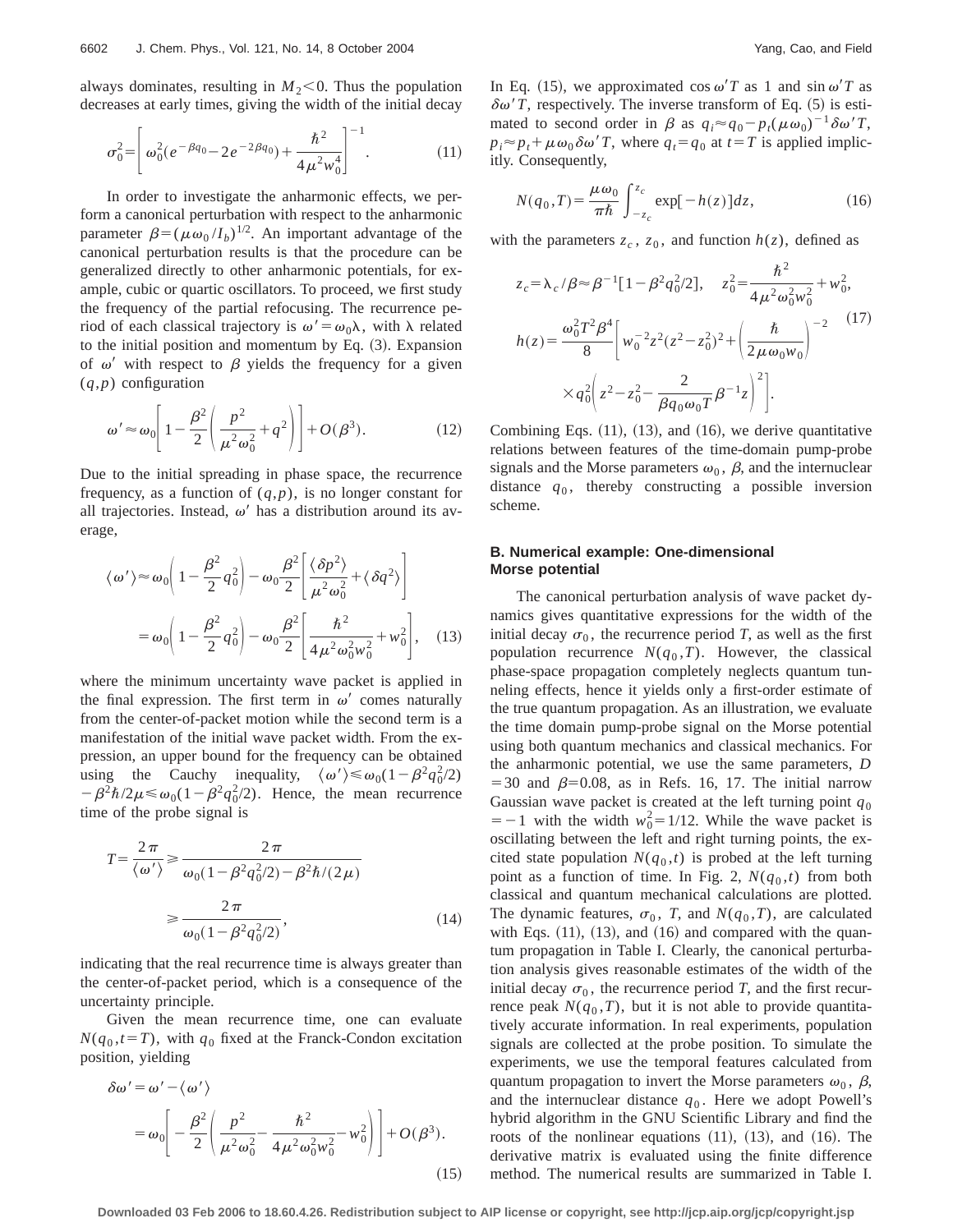always dominates, resulting in $M_2 < 0$. Thus the population decreases at early times, giving the width of the initial decay

$$\sigma_0^2 = \left[ \omega_0^2 (e^{-\beta q_0} - 2e^{-2\beta q_0}) + \frac{\hbar^2}{4\mu^2 w_0^4} \right]^{-1}. \tag{11}$$

In order to investigate the anharmonic effects, we perform a canonical perturbation with respect to the anharmonic parameter $\beta = (\mu\omega_0/I_b)^{1/2}$. An important advantage of the canonical perturbation results is that the procedure can be generalized directly to other anharmonic potentials, for example, cubic or quartic oscillators. To proceed, we first study the frequency of the partial refocusing. The recurrence period of each classical trajectory is $\omega' = \omega_0 \lambda$, with $\lambda$ related to the initial position and momentum by Eq. (3). Expansion of $\omega'$ with respect to $\beta$ yields the frequency for a given $(q,p)$ configuration

$$\omega' \approx \omega_0 \left[ 1 - \frac{\beta^2}{2} \left( \frac{p^2}{\mu^2 \omega_0^2} + q^2 \right) \right] + O(\beta^3). \tag{12}$$

Due to the initial spreading in phase space, the recurrence frequency, as a function of $(q,p)$, is no longer constant for all trajectories. Instead, $\omega'$ has a distribution around its average,

$$\begin{aligned} \langle \omega' \rangle &\approx \omega_0 \left( 1 - \frac{\beta^2}{2} q_0^2 \right) - \omega_0 \frac{\beta^2}{2} \left[ \frac{\langle \delta p^2 \rangle}{\mu^2 \omega_0^2} + \langle \delta q^2 \rangle \right] \\ &= \omega_0 \left( 1 - \frac{\beta^2}{2} q_0^2 \right) - \omega_0 \frac{\beta^2}{2} \left[ \frac{\hbar^2}{4\mu^2 \omega_0^2 w_0^2} + w_0^2 \right], \end{aligned} \tag{13}$$

where the minimum uncertainty wave packet is applied in the final expression. The first term in $\omega'$ comes naturally from the center-of-packet motion while the second term is a manifestation of the initial wave packet width. From the expression, an upper bound for the frequency can be obtained using the Cauchy inequality, $\langle \omega' \rangle \leq \omega_0 (1 - \beta^2 q_0^2/2) - \beta^2 \hbar / 2\mu \leq \omega_0 (1 - \beta^2 q_0^2/2)$. Hence, the mean recurrence time of the probe signal is

$$\begin{aligned} T = \frac{2\pi}{\langle \omega' \rangle} &\geq \frac{2\pi}{\omega_0 (1 - \beta^2 q_0^2/2) - \beta^2 \hbar/(2\mu)} \\ &\geq \frac{2\pi}{\omega_0 (1 - \beta^2 q_0^2/2)}, \end{aligned} \tag{14}$$

indicating that the real recurrence time is always greater than the center-of-packet period, which is a consequence of the uncertainty principle.

Given the mean recurrence time, one can evaluate $N(q_0, t=T)$, with $q_0$ fixed at the Franck-Condon excitation position, yielding

$$\begin{aligned} \delta\omega' &= \omega' - \langle \omega' \rangle \\ &= \omega_0 \left[ -\frac{\beta^2}{2} \left( \frac{p^2}{\mu^2 \omega_0^2} - \frac{\hbar^2}{4\mu^2 \omega_0^2 w_0^2} - w_0^2 \right) \right] + O(\beta^3). \end{aligned} \tag{15}$$

In Eq. (15), we approximated $\cos \omega' T$ as 1 and $\sin \omega' T$ as $\delta\omega' T$, respectively. The inverse transform of Eq. (5) is estimated to second order in $\beta$ as $q_i \approx q_0 - p_t (\mu\omega_0)^{-1} \delta\omega' T$, $p_i \approx p_t + \mu\omega_0 \delta\omega' T$, where $q_t = q_0$ at $t = T$ is applied implicitly. Consequently,

$$N(q_0, T) = \frac{\mu\omega_0}{\pi\hbar} \int_{-z_c}^{z_c} \exp[-h(z)] dz, \tag{16}$$

with the parameters $z_c$, $z_0$, and function $h(z)$, defined as

$$\begin{aligned} z_c &= \lambda_c / \beta \approx \beta^{-1} [1 - \beta^2 q_0^2/2], \quad z_0^2 = \frac{\hbar^2}{4\mu^2 \omega_0^2 w_0^2} + w_0^2, \\ h(z) &= \frac{\omega_0^2 T^2 \beta^4}{8} \left[ w_0^{-2} z^2 (z^2 - z_0^2)^2 + \left( \frac{\hbar}{2\mu\omega_0 w_0} \right)^{-2} \right. \\ &\quad \left. \times q_0^2 \left( z^2 - z_0^2 - \frac{2}{\beta q_0 \omega_0 T} \beta^{-1} z \right)^2 \right]. \end{aligned} \tag{17}$$

Combining Eqs. (11), (13), and (16), we derive quantitative relations between features of the time-domain pump-probe signals and the Morse parameters $\omega_0$, $\beta$, and the internuclear distance $q_0$, thereby constructing a possible inversion scheme.

### B. Numerical example: One-dimensional Morse potential

The canonical perturbation analysis of wave packet dynamics gives quantitative expressions for the width of the initial decay $\sigma_0$, the recurrence period $T$, as well as the first population recurrence $N(q_0, T)$. However, the classical phase-space propagation completely neglects quantum tunneling effects, hence it yields only a first-order estimate of the true quantum propagation. As an illustration, we evaluate the time domain pump-probe signal on the Morse potential using both quantum mechanics and classical mechanics. For the anharmonic potential, we use the same parameters, $D = 30$ and $\beta = 0.08$, as in Refs. 16, 17. The initial narrow Gaussian wave packet is created at the left turning point $q_0 = -1$ with the width $w_0^2 = 1/12$. While the wave packet is oscillating between the left and right turning points, the excited state population $N(q_0, t)$ is probed at the left turning point as a function of time. In Fig. 2, $N(q_0, t)$ from both classical and quantum mechanical calculations are plotted. The dynamic features, $\sigma_0$, $T$, and $N(q_0, T)$, are calculated with Eqs. (11), (13), and (16) and compared with the quantum propagation in Table I. Clearly, the canonical perturbation analysis gives reasonable estimates of the width of the initial decay $\sigma_0$, the recurrence period $T$, and the first recurrence peak $N(q_0, T)$, but it is not able to provide quantitatively accurate information. In real experiments, population signals are collected at the probe position. To simulate the experiments, we use the temporal features calculated from quantum propagation to invert the Morse parameters $\omega_0$, $\beta$, and the internuclear distance $q_0$. Here we adopt Powell's hybrid algorithm in the GNU Scientific Library and find the roots of the nonlinear equations (11), (13), and (16). The derivative matrix is evaluated using the finite difference method. The numerical results are summarized in Table I.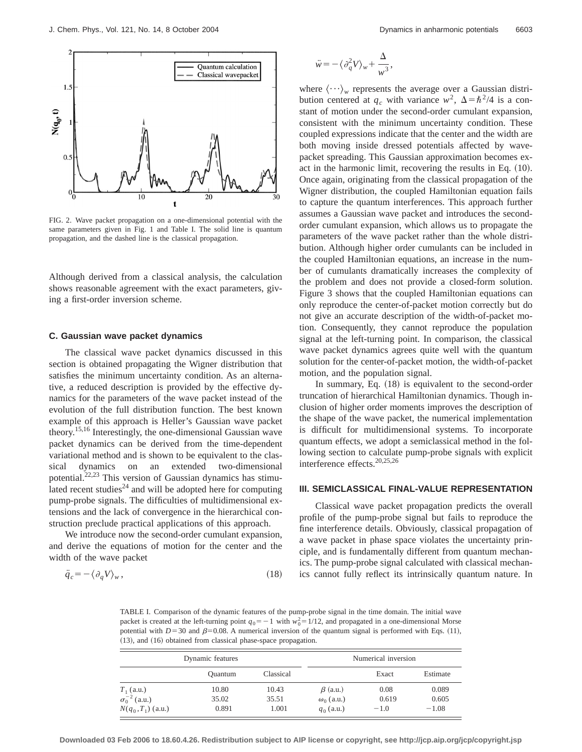FIG. 2. Wave packet propagation on a one-dimensional potential with the same parameters given in Fig. 1 and Table I. The solid line is quantum propagation, and the dashed line is the classical propagation.

Although derived from a classical analysis, the calculation shows reasonable agreement with the exact parameters, giving a first-order inversion scheme.

### C. Gaussian wave packet dynamics

The classical wave packet dynamics discussed in this section is obtained propagating the Wigner distribution that satisfies the minimum uncertainty condition. As an alternative, a reduced description is provided by the effective dynamics for the parameters of the wave packet instead of the evolution of the full distribution function. The best known example of this approach is Heller's Gaussian wave packet theory.[15,16] Interestingly, the one-dimensional Gaussian wave packet dynamics can be derived from the time-dependent variational method and is shown to be equivalent to the classical dynamics on an extended two-dimensional potential.[22,23] This version of Gaussian dynamics has stimulated recent studies[24] and will be adopted here for computing pump-probe signals. The difficulties of multidimensional extensions and the lack of convergence in the hierarchical construction preclude practical applications of this approach.

We introduce now the second-order cumulant expansion, and derive the equations of motion for the center and the width of the wave packet

$$\ddot{q}_c = -\langle \partial_q V \rangle_w, \tag{18}$$

$$\ddot{w} = -\langle \partial_q^2 V \rangle_w + \frac{\Delta}{w^3},$$

where $\langle \cdots \rangle_w$ represents the average over a Gaussian distribution centered at $q_c$ with variance $w^2$, $\Delta = \hbar^2/4$ is a constant of motion under the second-order cumulant expansion, consistent with the minimum uncertainty condition. These coupled expressions indicate that the center and the width are both moving inside dressed potentials affected by wave-packet spreading. This Gaussian approximation becomes exact in the harmonic limit, recovering the results in Eq. (10). Once again, originating from the classical propagation of the Wigner distribution, the coupled Hamiltonian equation fails to capture the quantum interferences. This approach further assumes a Gaussian wave packet and introduces the second-order cumulant expansion, which allows us to propagate the parameters of the wave packet rather than the whole distribution. Although higher order cumulants can be included in the coupled Hamiltonian equations, an increase in the number of cumulants dramatically increases the complexity of the problem and does not provide a closed-form solution. Figure 3 shows that the coupled Hamiltonian equations can only reproduce the center-of-packet motion correctly but do not give an accurate description of the width-of-packet motion. Consequently, they cannot reproduce the population signal at the left-turning point. In comparison, the classical wave packet dynamics agrees quite well with the quantum solution for the center-of-packet motion, the width-of-packet motion, and the population signal.

In summary, Eq. (18) is equivalent to the second-order truncation of hierarchical Hamiltonian dynamics. Though inclusion of higher order moments improves the description of the shape of the wave packet, the numerical implementation is difficult for multidimensional systems. To incorporate quantum effects, we adopt a semiclassical method in the following section to calculate pump-probe signals with explicit interference effects.[20,25,26]

## III. SEMICLASSICAL FINAL-VALUE REPRESENTATION

Classical wave packet propagation predicts the overall profile of the pump-probe signal but fails to reproduce the fine interference details. Obviously, classical propagation of a wave packet in phase space violates the uncertainty principle, and is fundamentally different from quantum mechanics. The pump-probe signal calculated with classical mechanics cannot fully reflect its intrinsically quantum nature. In

TABLE I. Comparison of the dynamic features of the pump-probe signal in the time domain. The initial wave packet is created at the left-turning point $q_0 = -1$ with $w_0^2 = 1/12$, and propagated in a one-dimensional Morse potential with $D = 30$ and $\beta = 0.08$. A numerical inversion of the quantum signal is performed with Eqs. (11), (13), and (16) obtained from classical phase-space propagation.

| Dynamic features | | | Numerical inversion | | |
|---|---|---|---|---|---|
| | Quantum | Classical | | Exact | Estimate |
| $T_1$ (a.u.) | 10.80 | 10.43 | $\beta$ (a.u.) | 0.08 | 0.089 |
| $\sigma_0^{-2}$ (a.u.) | 35.02 | 35.51 | $\omega_0$ (a.u.) | 0.619 | 0.605 |
| $N(q_0, T_1)$ (a.u.) | 0.891 | 1.001 | $q_0$ (a.u.) | $-1.0$ | $-1.08$ |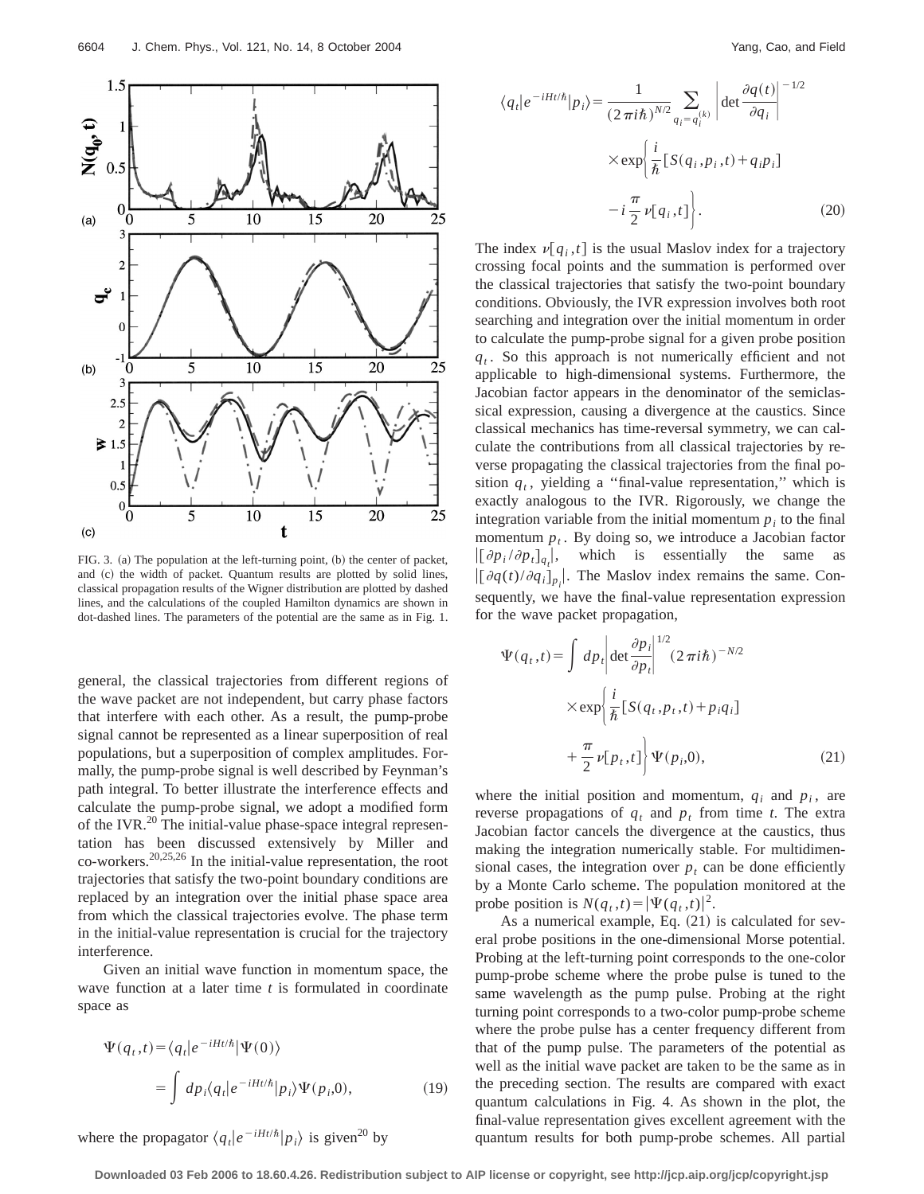FIG. 3. (a) The population at the left-turning point, (b) the center of packet, and (c) the width of packet. Quantum results are plotted by solid lines, classical propagation results of the Wigner distribution are plotted by dashed lines, and the calculations of the coupled Hamilton dynamics are shown in dot-dashed lines. The parameters of the potential are the same as in Fig. 1.

general, the classical trajectories from different regions of the wave packet are not independent, but carry phase factors that interfere with each other. As a result, the pump-probe signal cannot be represented as a linear superposition of real populations, but a superposition of complex amplitudes. Formally, the pump-probe signal is well described by Feynman's path integral. To better illustrate the interference effects and calculate the pump-probe signal, we adopt a modified form of the IVR.[20] The initial-value phase-space integral representation has been discussed extensively by Miller and co-workers.[20,25,26] In the initial-value representation, the root trajectories that satisfy the two-point boundary conditions are replaced by an integration over the initial phase space area from which the classical trajectories evolve. The phase term in the initial-value representation is crucial for the trajectory interference.

Given an initial wave function in momentum space, the wave function at a later time $t$ is formulated in coordinate space as

$$\Psi(q_t,t)=\langle q_t|e^{-iHt/\hbar}|\Psi(0)\rangle = \int dp_i \langle q_t|e^{-iHt/\hbar}|p_i\rangle \Psi(p_i,0), \tag{19}$$

where the propagator $\langle q_t|e^{-iHt/\hbar}|p_i\rangle$ is given[20] by

$$\langle q_t|e^{-iHt/\hbar}|p_i\rangle = \frac{1}{(2\pi i\hbar)^{N/2}} \sum_{q_i=q_i^{(k)}} \left| \det \frac{\partial q(t)}{\partial q_i} \right|^{-1/2} \times \exp\left\{ \frac{i}{\hbar}[S(q_i,p_i,t)+q_i p_i] - i\frac{\pi}{2}\nu[q_i,t] \right\}. \tag{20}$$

The index $\nu[q_i,t]$ is the usual Maslov index for a trajectory crossing focal points and the summation is performed over the classical trajectories that satisfy the two-point boundary conditions. Obviously, the IVR expression involves both root searching and integration over the initial momentum in order to calculate the pump-probe signal for a given probe position $q_t$. So this approach is not numerically efficient and not applicable to high-dimensional systems. Furthermore, the Jacobian factor appears in the denominator of the semiclassical expression, causing a divergence at the caustics. Since classical mechanics has time-reversal symmetry, we can calculate the contributions from all classical trajectories by reverse propagating the classical trajectories from the final position $q_t$, yielding a "final-value representation," which is exactly analogous to the IVR. Rigorously, we change the integration variable from the initial momentum $p_i$ to the final momentum $p_t$. By doing so, we introduce a Jacobian factor $|[\partial p_i/\partial p_t]_{q_t}|$, which is essentially the same as $|[\partial q(t)/\partial q_i]_{p_i}|$. The Maslov index remains the same. Consequently, we have the final-value representation expression for the wave packet propagation,

$$\Psi(q_t,t)=\int dp_t \left| \det \frac{\partial p_i}{\partial p_t} \right|^{1/2} (2\pi i\hbar)^{-N/2} \times \exp\left\{ \frac{i}{\hbar}[S(q_t,p_t,t)+p_i q_i] + \frac{\pi}{2}\nu[p_t,t] \right\} \Psi(p_i,0), \tag{21}$$

where the initial position and momentum, $q_i$ and $p_i$, are reverse propagations of $q_t$ and $p_t$ from time $t$. The extra Jacobian factor cancels the divergence at the caustics, thus making the integration numerically stable. For multidimensional cases, the integration over $p_t$ can be done efficiently by a Monte Carlo scheme. The population monitored at the probe position is $N(q_t,t)=|\Psi(q_t,t)|^2$.

As a numerical example, Eq. (21) is calculated for several probe positions in the one-dimensional Morse potential. Probing at the left-turning point corresponds to the one-color pump-probe scheme where the probe pulse is tuned to the same wavelength as the pump pulse. Probing at the right turning point corresponds to a two-color pump-probe scheme where the probe pulse has a center frequency different from that of the pump pulse. The parameters of the potential as well as the initial wave packet are taken to be the same as in the preceding section. The results are compared with exact quantum calculations in Fig. 4. As shown in the plot, the final-value representation gives excellent agreement with the quantum results for both pump-probe schemes. All partial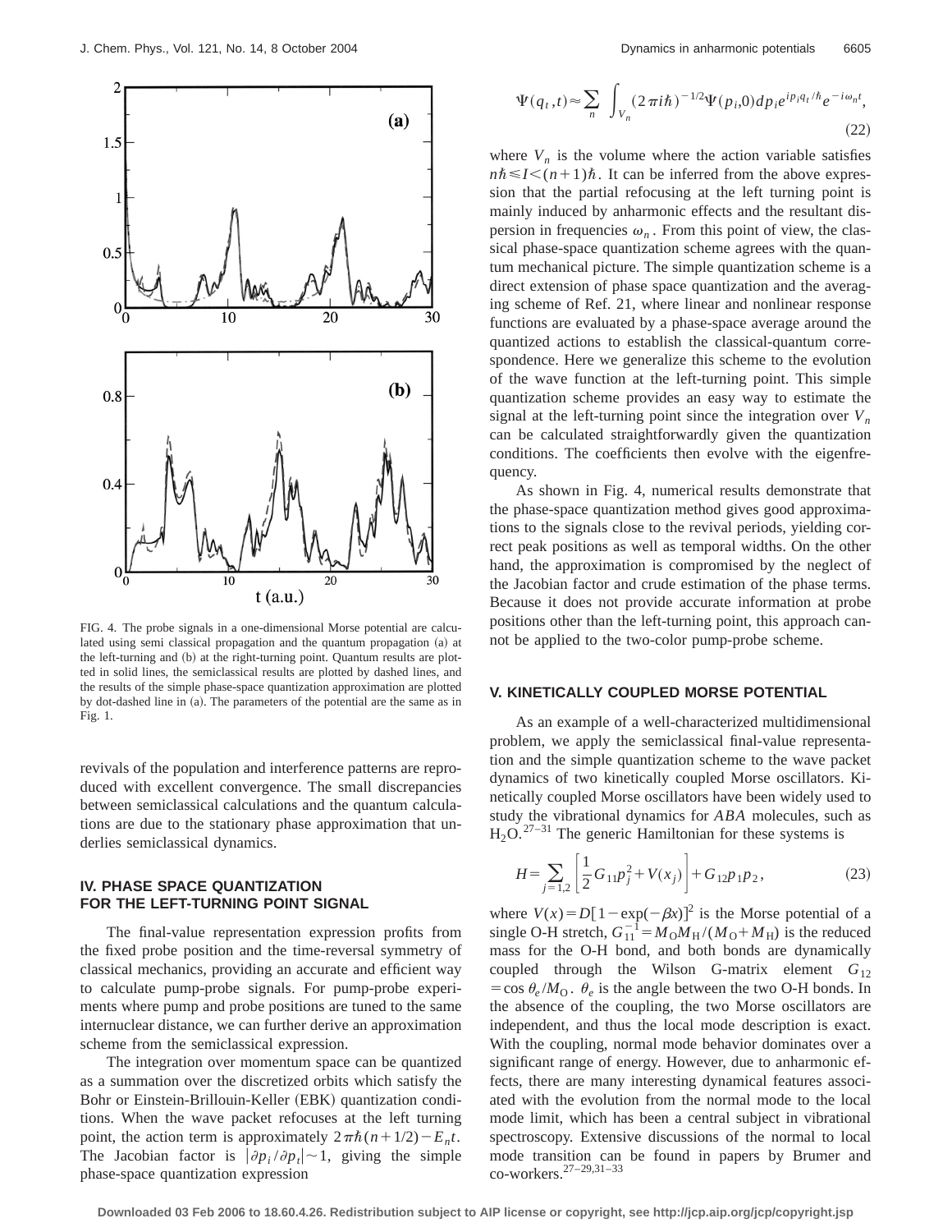FIG. 4. The probe signals in a one-dimensional Morse potential are calculated using semi classical propagation and the quantum propagation (a) at the left-turning and (b) at the right-turning point. Quantum results are plotted in solid lines, the semiclassical results are plotted by dashed lines, and the results of the simple phase-space quantization approximation are plotted by dot-dashed line in (a). The parameters of the potential are the same as in Fig. 1.

revivals of the population and interference patterns are reproduced with excellent convergence. The small discrepancies between semiclassical calculations and the quantum calculations are due to the stationary phase approximation that underlies semiclassical dynamics.

## IV. PHASE SPACE QUANTIZATION FOR THE LEFT-TURNING POINT SIGNAL

The final-value representation expression profits from the fixed probe position and the time-reversal symmetry of classical mechanics, providing an accurate and efficient way to calculate pump-probe signals. For pump-probe experiments where pump and probe positions are tuned to the same internuclear distance, we can further derive an approximation scheme from the semiclassical expression.

The integration over momentum space can be quantized as a summation over the discretized orbits which satisfy the Bohr or Einstein-Brillouin-Keller (EBK) quantization conditions. When the wave packet refocuses at the left turning point, the action term is approximately $2\pi\hbar(n+1/2)-E_n t$. The Jacobian factor is $|\partial p_i/\partial p_t|\sim 1$, giving the simple phase-space quantization expression

$$\Psi(q_t,t)\approx\sum_n \int_{V_n}(2\pi i\hbar)^{-1/2}\Psi(p_i,0)dp_i e^{ip_iq_t/\hbar}e^{-i\omega_n t}, \tag{22}$$

where $V_n$ is the volume where the action variable satisfies $n\hbar\leqslant I<(n+1)\hbar$. It can be inferred from the above expression that the partial refocusing at the left turning point is mainly induced by anharmonic effects and the resultant dispersion in frequencies $\omega_n$. From this point of view, the classical phase-space quantization scheme agrees with the quantum mechanical picture. The simple quantization scheme is a direct extension of phase space quantization and the averaging scheme of Ref. 21, where linear and nonlinear response functions are evaluated by a phase-space average around the quantized actions to establish the classical-quantum correspondence. Here we generalize this scheme to the evolution of the wave function at the left-turning point. This simple quantization scheme provides an easy way to estimate the signal at the left-turning point since the integration over $V_n$ can be calculated straightforwardly given the quantization conditions. The coefficients then evolve with the eigenfrequency.

As shown in Fig. 4, numerical results demonstrate that the phase-space quantization method gives good approximations to the signals close to the revival periods, yielding correct peak positions as well as temporal widths. On the other hand, the approximation is compromised by the neglect of the Jacobian factor and crude estimation of the phase terms. Because it does not provide accurate information at probe positions other than the left-turning point, this approach cannot be applied to the two-color pump-probe scheme.

## V. KINETICALLY COUPLED MORSE POTENTIAL

As an example of a well-characterized multidimensional problem, we apply the semiclassical final-value representation and the simple quantization scheme to the wave packet dynamics of two kinetically coupled Morse oscillators. Kinetically coupled Morse oscillators have been widely used to study the vibrational dynamics for *ABA* molecules, such as $H_2O$.[27–31] The generic Hamiltonian for these systems is

$$H=\sum_{j=1,2}\left[\frac{1}{2}G_{11}p_j^2+V(x_j)\right]+G_{12}p_1p_2, \tag{23}$$

where $V(x)=D[1-\exp(-\beta x)]^2$ is the Morse potential of a single O-H stretch, $G_{11}^{-1}=M_O M_H/(M_O+M_H)$ is the reduced mass for the O-H bond, and both bonds are dynamically coupled through the Wilson G-matrix element $G_{12}=\cos\theta_e/M_O$. $\theta_e$ is the angle between the two O-H bonds. In the absence of the coupling, the two Morse oscillators are independent, and thus the local mode description is exact. With the coupling, normal mode behavior dominates over a significant range of energy. However, due to anharmonic effects, there are many interesting dynamical features associated with the evolution from the normal mode to the local mode limit, which has been a central subject in vibrational spectroscopy. Extensive discussions of the normal to local mode transition can be found in papers by Brumer and co-workers.[27–29,31–33]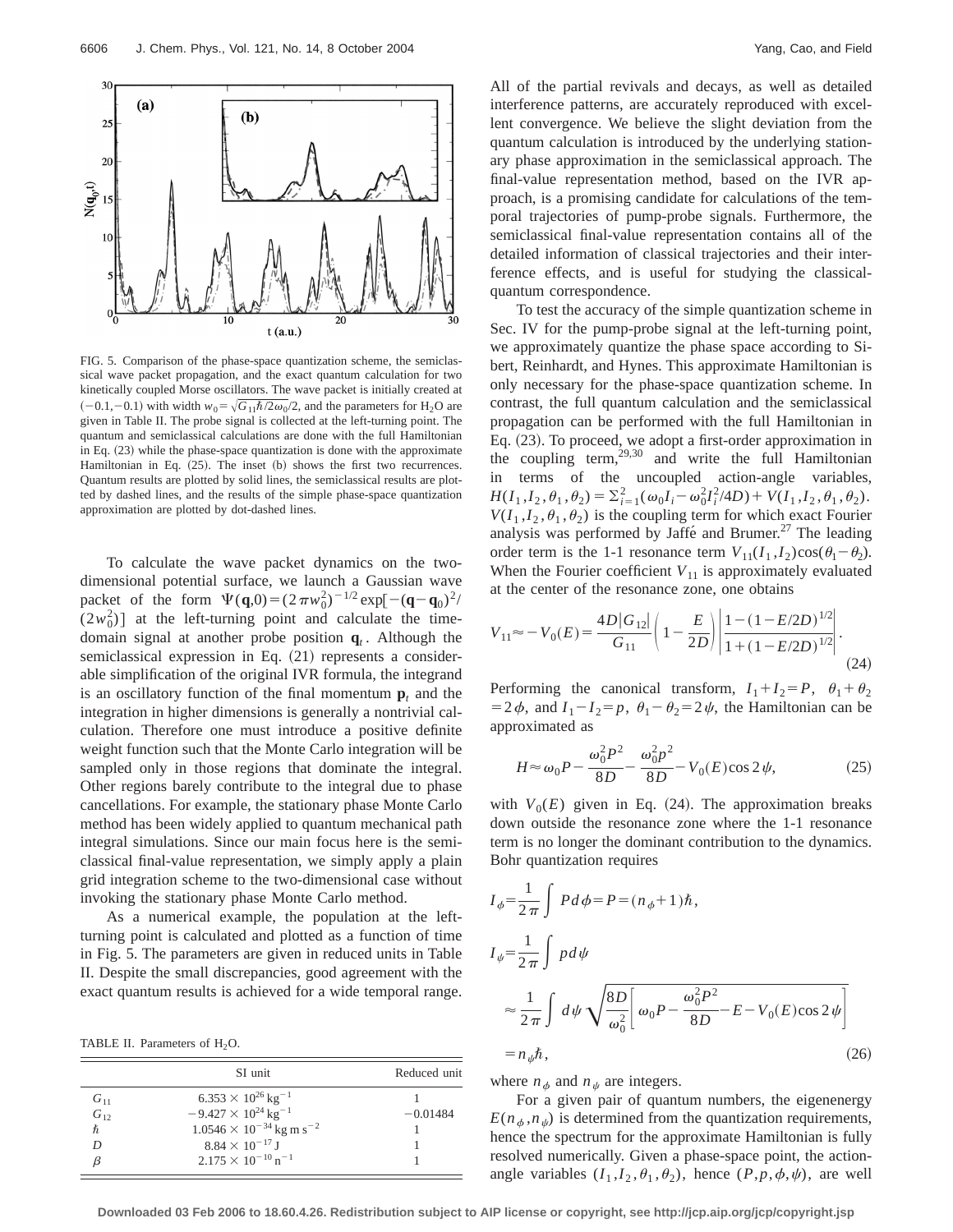FIG. 5. Comparison of the phase-space quantization scheme, the semiclassical wave packet propagation, and the exact quantum calculation for two kinetically coupled Morse oscillators. The wave packet is initially created at $(-0.1,-0.1)$ with width $w_0=\sqrt{G_{11}\hbar/2\omega_0}/2$, and the parameters for $H_2O$ are given in Table II. The probe signal is collected at the left-turning point. The quantum and semiclassical calculations are done with the full Hamiltonian in Eq. (23) while the phase-space quantization is done with the approximate Hamiltonian in Eq. (25). The inset (b) shows the first two recurrences. Quantum results are plotted by solid lines, the semiclassical results are plotted by dashed lines, and the results of the simple phase-space quantization approximation are plotted by dot-dashed lines.

To calculate the wave packet dynamics on the two-dimensional potential surface, we launch a Gaussian wave packet of the form $\Psi(\mathbf{q},0)=(2\pi w_0^2)^{-1/2}\exp[-(\mathbf{q}-\mathbf{q}_0)^2/(2w_0^2)]$ at the left-turning point and calculate the time-domain signal at another probe position $\mathbf{q}_t$. Although the semiclassical expression in Eq. (21) represents a considerable simplification of the original IVR formula, the integrand is an oscillatory function of the final momentum $\mathbf{p}_t$ and the integration in higher dimensions is generally a nontrivial calculation. Therefore one must introduce a positive definite weight function such that the Monte Carlo integration will be sampled only in those regions that dominate the integral. Other regions barely contribute to the integral due to phase cancellations. For example, the stationary phase Monte Carlo method has been widely applied to quantum mechanical path integral simulations. Since our main focus here is the semiclassical final-value representation, we simply apply a plain grid integration scheme to the two-dimensional case without invoking the stationary phase Monte Carlo method.

As a numerical example, the population at the left-turning point is calculated and plotted as a function of time in Fig. 5. The parameters are given in reduced units in Table II. Despite the small discrepancies, good agreement with the exact quantum results is achieved for a wide temporal range.

TABLE II. Parameters of $H_2O$.

| | SI unit | Reduced unit |
|---|---|---|
| $G_{11}$ | $6.353\times10^{26}\,\mathrm{kg}^{-1}$ | 1 |
| $G_{12}$ | $-9.427\times10^{24}\,\mathrm{kg}^{-1}$ | $-0.01484$ |
| $\hbar$ | $1.0546\times10^{-34}\,\mathrm{kg\,m\,s}^{-2}$ | 1 |
| $D$ | $8.84\times10^{-17}\,\mathrm{J}$ | 1 |
| $\beta$ | $2.175\times10^{-10}\,\mathrm{n}^{-1}$ | 1 |

All of the partial revivals and decays, as well as detailed interference patterns, are accurately reproduced with excellent convergence. We believe the slight deviation from the quantum calculation is introduced by the underlying stationary phase approximation in the semiclassical approach. The final-value representation method, based on the IVR approach, is a promising candidate for calculations of the temporal trajectories of pump-probe signals. Furthermore, the semiclassical final-value representation contains all of the detailed information of classical trajectories and their interference effects, and is useful for studying the classical-quantum correspondence.

To test the accuracy of the simple quantization scheme in Sec. IV for the pump-probe signal at the left-turning point, we approximately quantize the phase space according to Sibert, Reinhardt, and Hynes. This approximate Hamiltonian is only necessary for the phase-space quantization scheme. In contrast, the full quantum calculation and the semiclassical propagation can be performed with the full Hamiltonian in Eq. (23). To proceed, we adopt a first-order approximation in the coupling term,[29,30] and write the full Hamiltonian in terms of the uncoupled action-angle variables, $H(I_1,I_2,\theta_1,\theta_2)=\Sigma_{i=1}^2(\omega_0 I_i-\omega_0^2 I_i^2/4D)+V(I_1,I_2,\theta_1,\theta_2)$. $V(I_1,I_2,\theta_1,\theta_2)$ is the coupling term for which exact Fourier analysis was performed by Jaffé and Brumer.[27] The leading order term is the 1-1 resonance term $V_{11}(I_1,I_2)\cos(\theta_1-\theta_2)$. When the Fourier coefficient $V_{11}$ is approximately evaluated at the center of the resonance zone, one obtains

$$V_{11}\approx -V_0(E)=\frac{4D|G_{12}|}{G_{11}}\left(1-\frac{E}{2D}\right)\left|\frac{1-(1-E/2D)^{1/2}}{1+(1-E/2D)^{1/2}}\right|. \tag{24}$$

Performing the canonical transform, $I_1+I_2=P$, $\theta_1+\theta_2=2\phi$, and $I_1-I_2=p$, $\theta_1-\theta_2=2\psi$, the Hamiltonian can be approximated as

$$H\approx\omega_0 P-\frac{\omega_0^2P^2}{8D}-\frac{\omega_0^2p^2}{8D}-V_0(E)\cos 2\psi, \tag{25}$$

with $V_0(E)$ given in Eq. (24). The approximation breaks down outside the resonance zone where the 1-1 resonance term is no longer the dominant contribution to the dynamics. Bohr quantization requires

$$
\begin{aligned}
I_\phi&=\frac{1}{2\pi}\int P\,d\phi=P=(n_\phi+1)\hbar,\\
I_\psi&=\frac{1}{2\pi}\int p\,d\psi\\
&\approx\frac{1}{2\pi}\int d\psi\sqrt{\frac{8D}{\omega_0^2}\left[\omega_0P-\frac{\omega_0^2P^2}{8D}-E-V_0(E)\cos 2\psi\right]}\\
&=n_\psi\hbar,
\end{aligned} \tag{26}
$$

where $n_\phi$ and $n_\psi$ are integers.

For a given pair of quantum numbers, the eigenenergy $E(n_\phi,n_\psi)$ is determined from the quantization requirements, hence the spectrum for the approximate Hamiltonian is fully resolved numerically. Given a phase-space point, the action-angle variables $(I_1,I_2,\theta_1,\theta_2)$, hence $(P,p,\phi,\psi)$, are well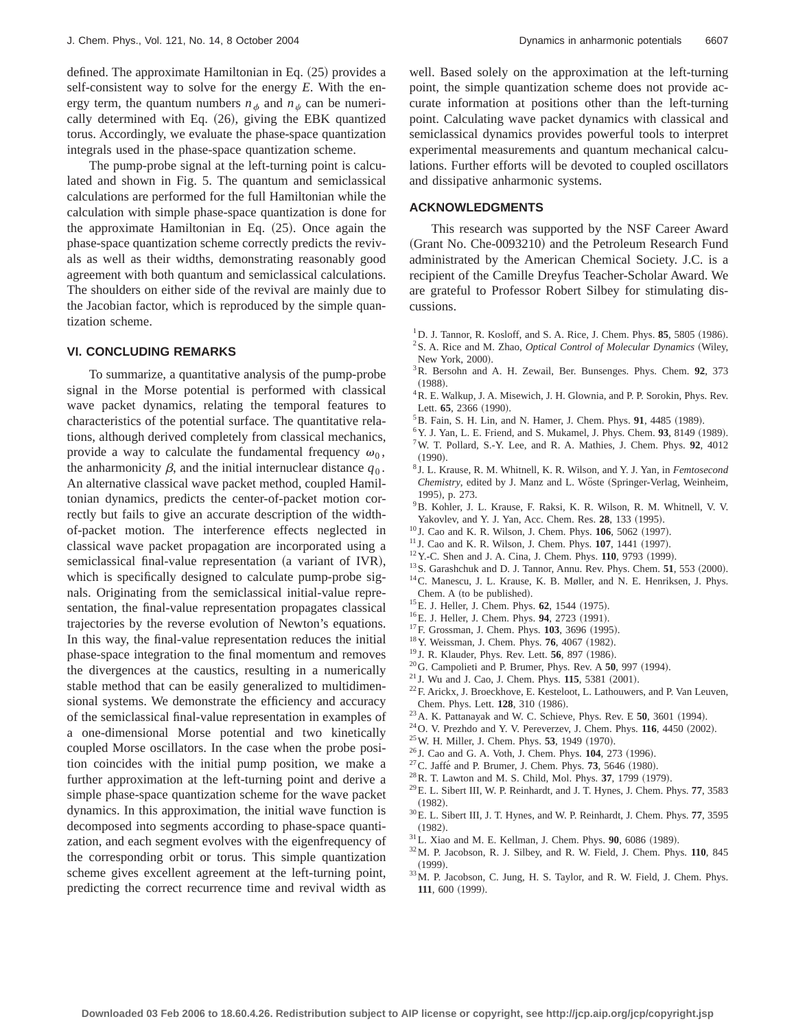defined. The approximate Hamiltonian in Eq. (25) provides a self-consistent way to solve for the energy $E$. With the energy term, the quantum numbers $n_\phi$ and $n_\psi$ can be numerically determined with Eq. (26), giving the EBK quantized torus. Accordingly, we evaluate the phase-space quantization integrals used in the phase-space quantization scheme.

The pump-probe signal at the left-turning point is calculated and shown in Fig. 5. The quantum and semiclassical calculations are performed for the full Hamiltonian while the calculation with simple phase-space quantization is done for the approximate Hamiltonian in Eq. (25). Once again the phase-space quantization scheme correctly predicts the revivals as well as their widths, demonstrating reasonably good agreement with both quantum and semiclassical calculations. The shoulders on either side of the revival are mainly due to the Jacobian factor, which is reproduced by the simple quantization scheme.

## VI. CONCLUDING REMARKS

To summarize, a quantitative analysis of the pump-probe signal in the Morse potential is performed with classical wave packet dynamics, relating the temporal features to characteristics of the potential surface. The quantitative relations, although derived completely from classical mechanics, provide a way to calculate the fundamental frequency $\omega_0$, the anharmonicity $\beta$, and the initial internuclear distance $q_0$. An alternative classical wave packet method, coupled Hamiltonian dynamics, predicts the center-of-packet motion correctly but fails to give an accurate description of the width-of-packet motion. The interference effects neglected in classical wave packet propagation are incorporated using a semiclassical final-value representation (a variant of IVR), which is specifically designed to calculate pump-probe signals. Originating from the semiclassical initial-value representation, the final-value representation propagates classical trajectories by the reverse evolution of Newton's equations. In this way, the final-value representation reduces the initial phase-space integration to the final momentum and removes the divergences at the caustics, resulting in a numerically stable method that can be easily generalized to multidimensional systems. We demonstrate the efficiency and accuracy of the semiclassical final-value representation in examples of a one-dimensional Morse potential and two kinetically coupled Morse oscillators. In the case when the probe position coincides with the initial pump position, we make a further approximation at the left-turning point and derive a simple phase-space quantization scheme for the wave packet dynamics. In this approximation, the initial wave function is decomposed into segments according to phase-space quantization, and each segment evolves with the eigenfrequency of the corresponding orbit or torus. This simple quantization scheme gives excellent agreement at the left-turning point, predicting the correct recurrence time and revival width as well. Based solely on the approximation at the left-turning point, the simple quantization scheme does not provide accurate information at positions other than the left-turning point. Calculating wave packet dynamics with classical and semiclassical dynamics provides powerful tools to interpret experimental measurements and quantum mechanical calculations. Further efforts will be devoted to coupled oscillators and dissipative anharmonic systems.

## ACKNOWLEDGMENTS

This research was supported by the NSF Career Award (Grant No. Che-0093210) and the Petroleum Research Fund administrated by the American Chemical Society. J.C. is a recipient of the Camille Dreyfus Teacher-Scholar Award. We are grateful to Professor Robert Silbey for stimulating discussions.

[1] D. J. Tannor, R. Kosloff, and S. A. Rice, J. Chem. Phys. **85**, 5805 (1986).
[2] S. A. Rice and M. Zhao, *Optical Control of Molecular Dynamics* (Wiley, New York, 2000).
[3] R. Bersohn and A. H. Zewail, Ber. Bunsenges. Phys. Chem. **92**, 373 (1988).
[4] R. E. Walkup, J. A. Misewich, J. H. Glownia, and P. P. Sorokin, Phys. Rev. Lett. **65**, 2366 (1990).
[5] B. Fain, S. H. Lin, and N. Hamer, J. Chem. Phys. **91**, 4485 (1989).
[6] Y. J. Yan, L. E. Friend, and S. Mukamel, J. Phys. Chem. **93**, 8149 (1989).
[7] W. T. Pollard, S.-Y. Lee, and R. A. Mathies, J. Chem. Phys. **92**, 4012 (1990).
[8] J. L. Krause, R. M. Whitnell, K. R. Wilson, and Y. J. Yan, in *Femtosecond Chemistry*, edited by J. Manz and L. Wöste (Springer-Verlag, Weinheim, 1995), p. 273.
[9] B. Kohler, J. L. Krause, F. Raksi, K. R. Wilson, R. M. Whitnell, V. V. Yakovlev, and Y. J. Yan, Acc. Chem. Res. **28**, 133 (1995).
[10] J. Cao and K. R. Wilson, J. Chem. Phys. **106**, 5062 (1997).
[11] J. Cao and K. R. Wilson, J. Chem. Phys. **107**, 1441 (1997).
[12] Y.-C. Shen and J. A. Cina, J. Chem. Phys. **110**, 9793 (1999).
[13] S. Garashchuk and D. J. Tannor, Annu. Rev. Phys. Chem. **51**, 553 (2000).
[14] C. Manescu, J. L. Krause, S. B. Møller, and N. E. Henriksen, J. Phys. Chem. A (to be published).
[15] E. J. Heller, J. Chem. Phys. **62**, 1544 (1975).
[16] E. J. Heller, J. Chem. Phys. **94**, 2723 (1991).
[17] F. Grossman, J. Chem. Phys. **103**, 3696 (1995).
[18] Y. Weissman, J. Chem. Phys. **76**, 4067 (1982).
[19] J. R. Klauder, Phys. Rev. Lett. **56**, 897 (1986).
[20] G. Campolieti and P. Brumer, Phys. Rev. A **50**, 997 (1994).
[21] J. Wu and J. Cao, J. Chem. Phys. **115**, 5381 (2001).
[22] F. Arickx, J. Broeckhove, E. Kesteloot, L. Lathouwers, and P. Van Leuven, Chem. Phys. Lett. **128**, 310 (1986).
[23] A. K. Pattanayak and W. C. Schieve, Phys. Rev. E **50**, 3601 (1994).
[24] O. V. Prezhdo and Y. V. Pereverzev, J. Chem. Phys. **116**, 4450 (2002).
[25] W. H. Miller, J. Chem. Phys. **53**, 1949 (1970).
[26] J. Cao and G. A. Voth, J. Chem. Phys. **104**, 273 (1996).
[27] C. Jaffé and P. Brumer, J. Chem. Phys. **73**, 5646 (1980).
[28] R. T. Lawton and M. S. Child, Mol. Phys. **37**, 1799 (1979).
[29] E. L. Sibert III, W. P. Reinhardt, and J. T. Hynes, J. Chem. Phys. **77**, 3583 (1982).
[30] E. L. Sibert III, J. T. Hynes, and W. P. Reinhardt, J. Chem. Phys. **77**, 3595 (1982).
[31] L. Xiao and M. E. Kellman, J. Chem. Phys. **90**, 6086 (1989).
[32] M. P. Jacobson, R. J. Silbey, and R. W. Field, J. Chem. Phys. **110**, 845 (1999).
[33] M. P. Jacobson, C. Jung, H. S. Taylor, and R. W. Field, J. Chem. Phys. **111**, 600 (1999).